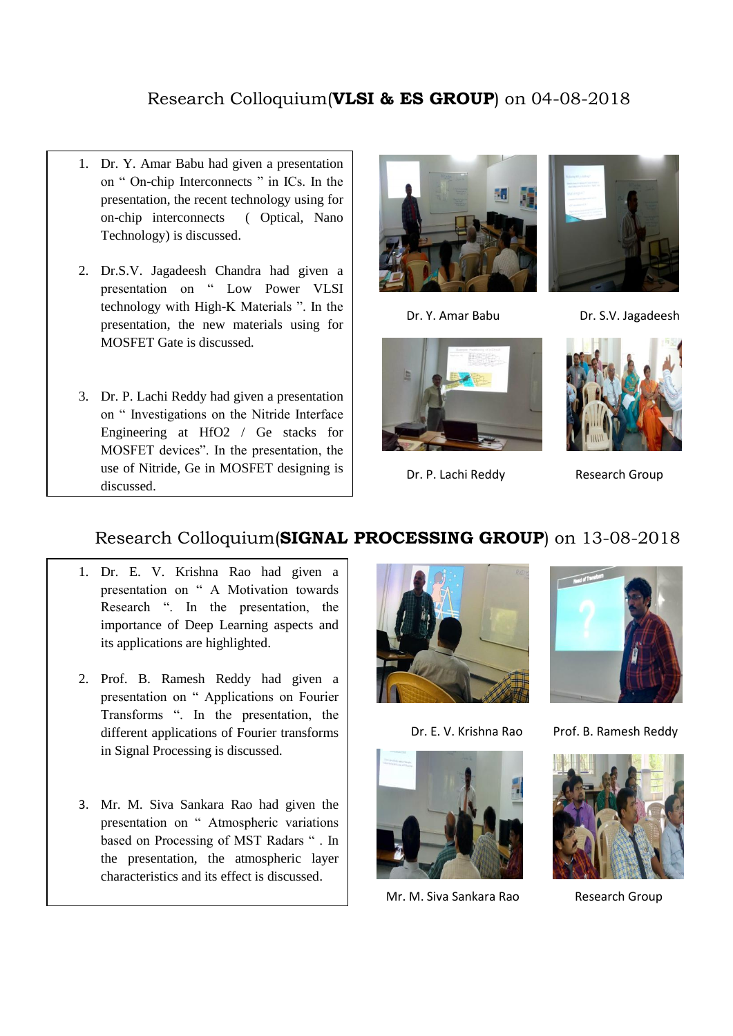## Research Colloquium(**VLSI & ES GROUP**) on 04-08-2018

1. Dr. Y. Amar Babu had given a presentation on " On-chip Interconnects " in ICs. In the presentation, the recent technology using for on-chip interconnects ( Optical, Nano Technology) is discussed.

2. Dr.S.V. Jagadeesh Chandra had given a presentation on " Low Power VLSI technology with High-K Materials ". In the presentation, the new materials using for MOSFET Gate is discussed.

3. Dr. P. Lachi Reddy had given a presentation on " Investigations on the Nitride Interface Engineering at $HfO_2$ / Ge stacks for MOSFET devices". In the presentation, the use of Nitride, Ge in MOSFET designing is discussed.

Dr. Y. Amar Babu

Dr. S.V. Jagadeesh

Dr. P. Lachi Reddy

Research Group

## Research Colloquium(**SIGNAL PROCESSING GROUP**) on 13-08-2018

1. Dr. E. V. Krishna Rao had given a presentation on " A Motivation towards Research ". In the presentation, the importance of Deep Learning aspects and its applications are highlighted.

2. Prof. B. Ramesh Reddy had given a presentation on " Applications on Fourier Transforms ". In the presentation, the different applications of Fourier transforms in Signal Processing is discussed.

3. Mr. M. Siva Sankara Rao had given the presentation on " Atmospheric variations based on Processing of MST Radars " . In the presentation, the atmospheric layer characteristics and its effect is discussed.

Dr. E. V. Krishna Rao

Prof. B. Ramesh Reddy

Mr. M. Siva Sankara Rao

Research Group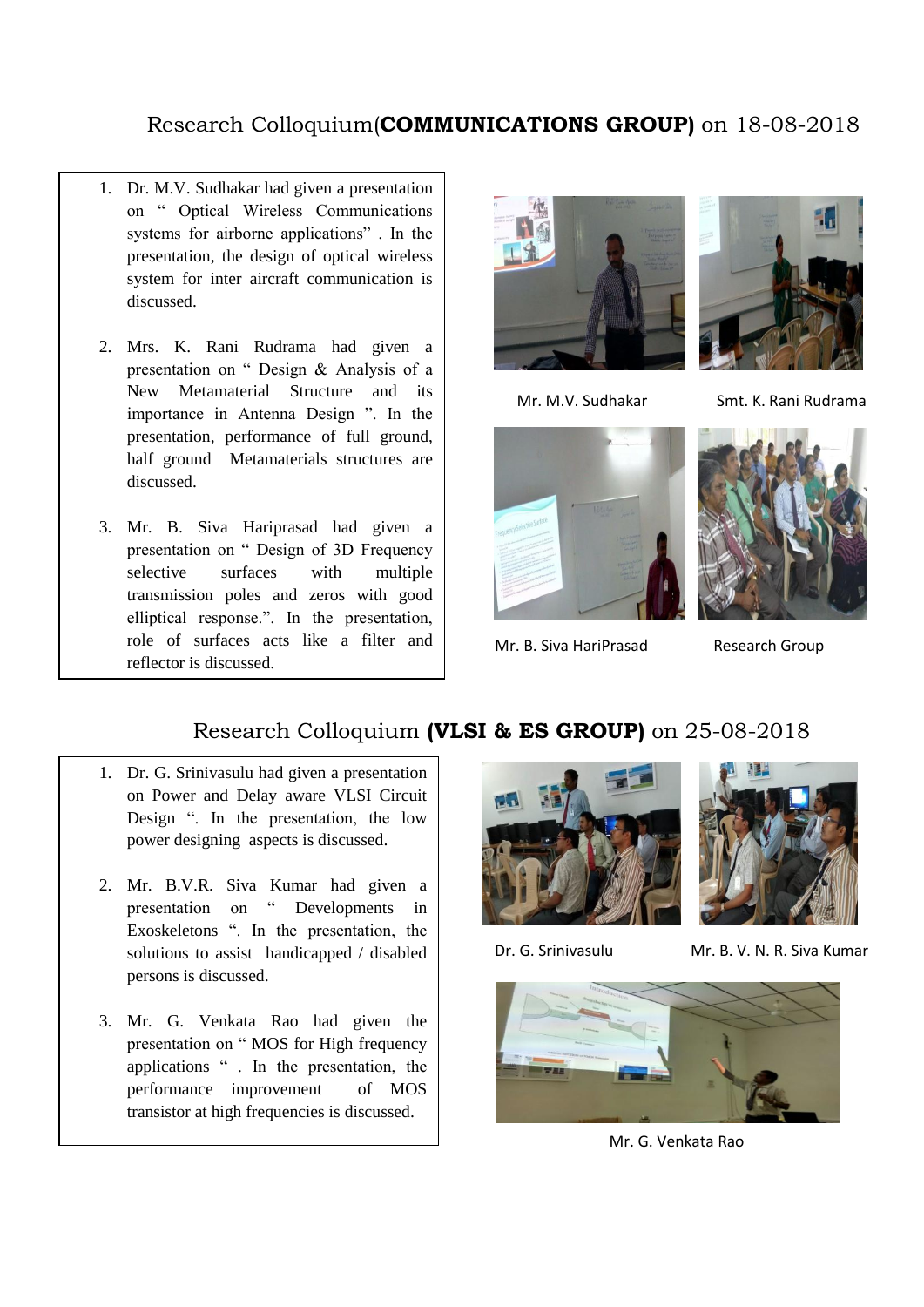## Research Colloquium(**COMMUNICATIONS GROUP)** on 18-08-2018

1. Dr. M.V. Sudhakar had given a presentation on " Optical Wireless Communications systems for airborne applications" . In the presentation, the design of optical wireless system for inter aircraft communication is discussed.

2. Mrs. K. Rani Rudrama had given a presentation on " Design & Analysis of a New Metamaterial Structure and its importance in Antenna Design ". In the presentation, performance of full ground, half ground Metamaterials structures are discussed.

3. Mr. B. Siva Hariprasad had given a presentation on " Design of 3D Frequency selective surfaces with multiple transmission poles and zeros with good elliptical response.". In the presentation, role of surfaces acts like a filter and reflector is discussed.

Mr. M.V. Sudhakar

Smt. K. Rani Rudrama

Mr. B. Siva HariPrasad

Research Group

## Research Colloquium **(VLSI & ES GROUP)** on 25-08-2018

1. Dr. G. Srinivasulu had given a presentation on Power and Delay aware VLSI Circuit Design ". In the presentation, the low power designing aspects is discussed.

2. Mr. B.V.R. Siva Kumar had given a presentation on " Developments in Exoskeletons ". In the presentation, the solutions to assist handicapped / disabled persons is discussed.

3. Mr. G. Venkata Rao had given the presentation on " MOS for High frequency applications " . In the presentation, the performance improvement of MOS transistor at high frequencies is discussed.

Dr. G. Srinivasulu

Mr. B. V. N. R. Siva Kumar

Mr. G. Venkata Rao